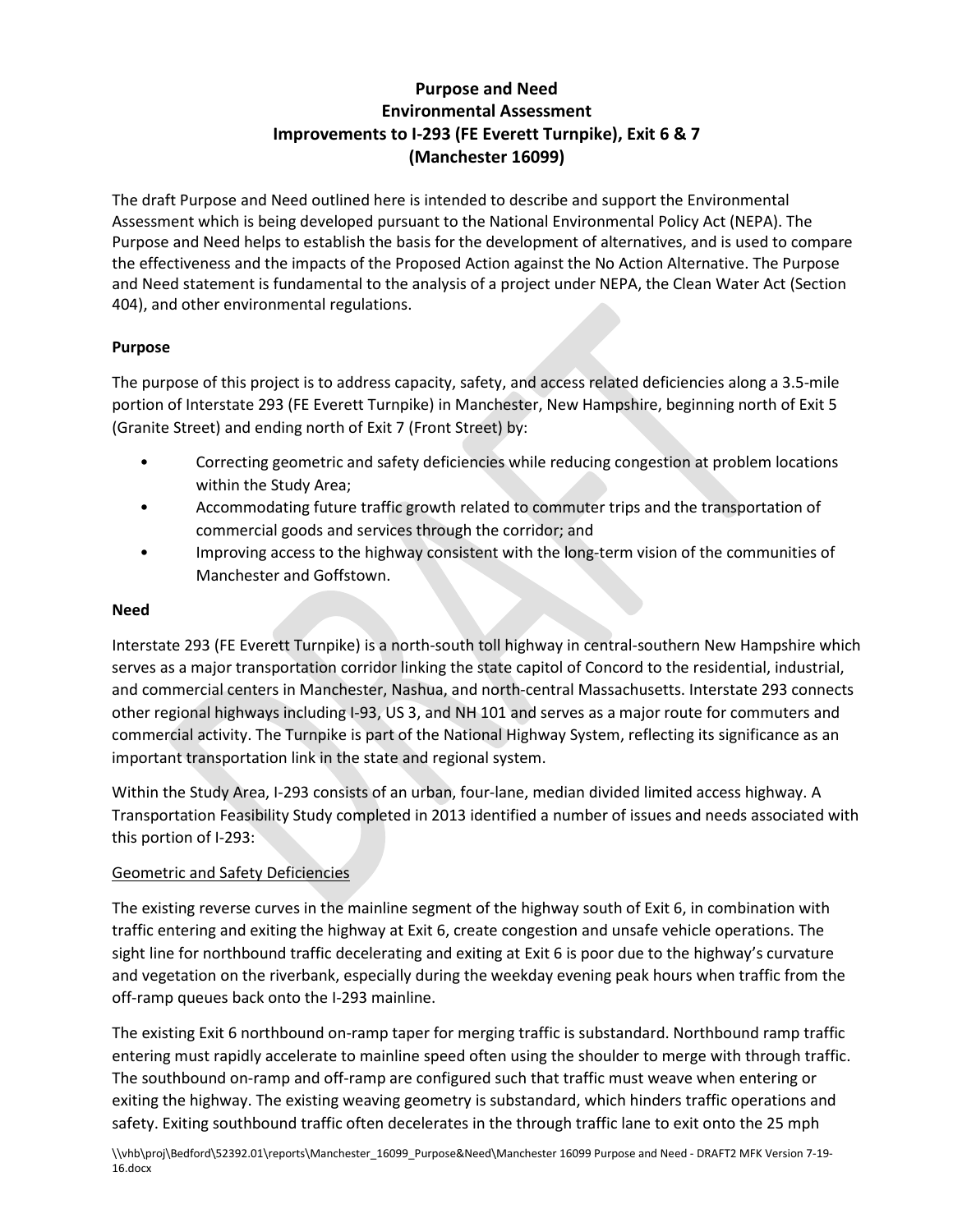# Purpose and Need
## Environmental Assessment
## Improvements to I-293 (FE Everett Turnpike), Exit 6 & 7
## (Manchester 16099)

The draft Purpose and Need outlined here is intended to describe and support the Environmental Assessment which is being developed pursuant to the National Environmental Policy Act (NEPA). The Purpose and Need helps to establish the basis for the development of alternatives, and is used to compare the effectiveness and the impacts of the Proposed Action against the No Action Alternative. The Purpose and Need statement is fundamental to the analysis of a project under NEPA, the Clean Water Act (Section 404), and other environmental regulations.

### Purpose

The purpose of this project is to address capacity, safety, and access related deficiencies along a 3.5-mile portion of Interstate 293 (FE Everett Turnpike) in Manchester, New Hampshire, beginning north of Exit 5 (Granite Street) and ending north of Exit 7 (Front Street) by:

- Correcting geometric and safety deficiencies while reducing congestion at problem locations within the Study Area;
- Accommodating future traffic growth related to commuter trips and the transportation of commercial goods and services through the corridor; and
- Improving access to the highway consistent with the long-term vision of the communities of Manchester and Goffstown.

### Need

Interstate 293 (FE Everett Turnpike) is a north-south toll highway in central-southern New Hampshire which serves as a major transportation corridor linking the state capitol of Concord to the residential, industrial, and commercial centers in Manchester, Nashua, and north-central Massachusetts. Interstate 293 connects other regional highways including I-93, US 3, and NH 101 and serves as a major route for commuters and commercial activity. The Turnpike is part of the National Highway System, reflecting its significance as an important transportation link in the state and regional system.

Within the Study Area, I-293 consists of an urban, four-lane, median divided limited access highway. A Transportation Feasibility Study completed in 2013 identified a number of issues and needs associated with this portion of I-293:

<u>Geometric and Safety Deficiencies</u>

The existing reverse curves in the mainline segment of the highway south of Exit 6, in combination with traffic entering and exiting the highway at Exit 6, create congestion and unsafe vehicle operations. The sight line for northbound traffic decelerating and exiting at Exit 6 is poor due to the highway's curvature and vegetation on the riverbank, especially during the weekday evening peak hours when traffic from the off-ramp queues back onto the I-293 mainline.

The existing Exit 6 northbound on-ramp taper for merging traffic is substandard. Northbound ramp traffic entering must rapidly accelerate to mainline speed often using the shoulder to merge with through traffic. The southbound on-ramp and off-ramp are configured such that traffic must weave when entering or exiting the highway. The existing weaving geometry is substandard, which hinders traffic operations and safety. Exiting southbound traffic often decelerates in the through traffic lane to exit onto the 25 mph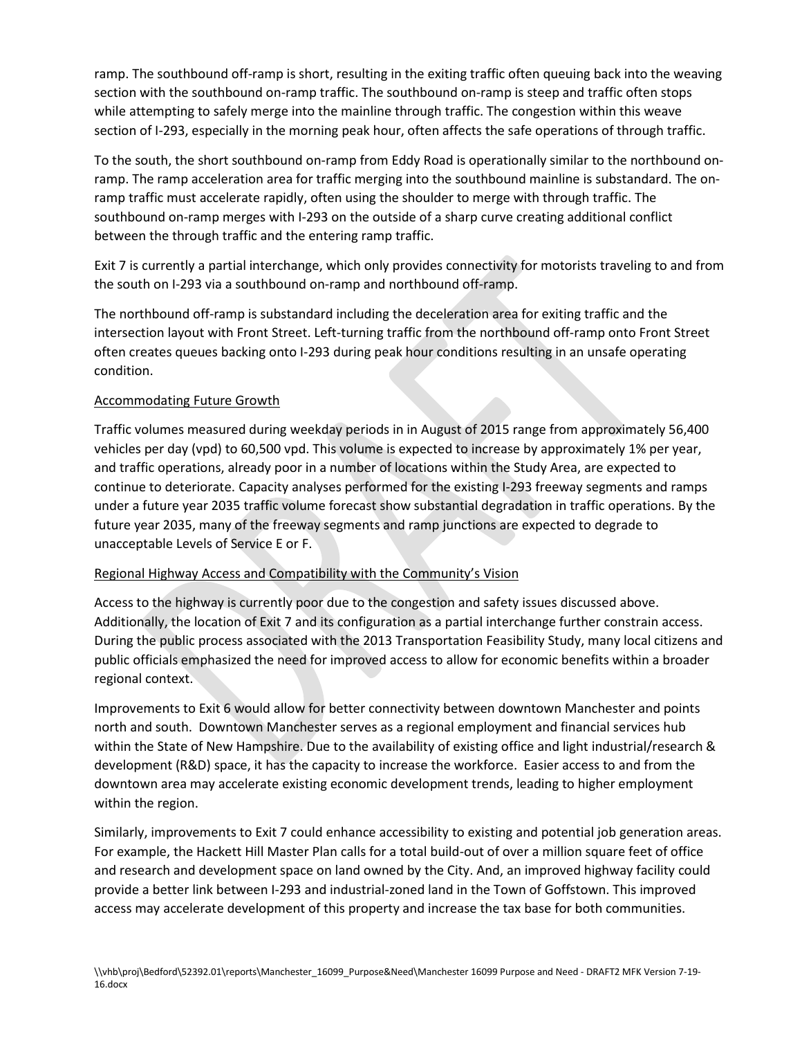ramp. The southbound off-ramp is short, resulting in the exiting traffic often queuing back into the weaving section with the southbound on-ramp traffic. The southbound on-ramp is steep and traffic often stops while attempting to safely merge into the mainline through traffic. The congestion within this weave section of I-293, especially in the morning peak hour, often affects the safe operations of through traffic.

To the south, the short southbound on-ramp from Eddy Road is operationally similar to the northbound on-ramp. The ramp acceleration area for traffic merging into the southbound mainline is substandard. The on-ramp traffic must accelerate rapidly, often using the shoulder to merge with through traffic. The southbound on-ramp merges with I-293 on the outside of a sharp curve creating additional conflict between the through traffic and the entering ramp traffic.

Exit 7 is currently a partial interchange, which only provides connectivity for motorists traveling to and from the south on I-293 via a southbound on-ramp and northbound off-ramp.

The northbound off-ramp is substandard including the deceleration area for exiting traffic and the intersection layout with Front Street. Left-turning traffic from the northbound off-ramp onto Front Street often creates queues backing onto I-293 during peak hour conditions resulting in an unsafe operating condition.

<u>Accommodating Future Growth</u>

Traffic volumes measured during weekday periods in in August of 2015 range from approximately 56,400 vehicles per day (vpd) to 60,500 vpd. This volume is expected to increase by approximately 1% per year, and traffic operations, already poor in a number of locations within the Study Area, are expected to continue to deteriorate. Capacity analyses performed for the existing I-293 freeway segments and ramps under a future year 2035 traffic volume forecast show substantial degradation in traffic operations. By the future year 2035, many of the freeway segments and ramp junctions are expected to degrade to unacceptable Levels of Service E or F.

<u>Regional Highway Access and Compatibility with the Community's Vision</u>

Access to the highway is currently poor due to the congestion and safety issues discussed above. Additionally, the location of Exit 7 and its configuration as a partial interchange further constrain access. During the public process associated with the 2013 Transportation Feasibility Study, many local citizens and public officials emphasized the need for improved access to allow for economic benefits within a broader regional context.

Improvements to Exit 6 would allow for better connectivity between downtown Manchester and points north and south. Downtown Manchester serves as a regional employment and financial services hub within the State of New Hampshire. Due to the availability of existing office and light industrial/research & development (R&D) space, it has the capacity to increase the workforce. Easier access to and from the downtown area may accelerate existing economic development trends, leading to higher employment within the region.

Similarly, improvements to Exit 7 could enhance accessibility to existing and potential job generation areas. For example, the Hackett Hill Master Plan calls for a total build-out of over a million square feet of office and research and development space on land owned by the City. And, an improved highway facility could provide a better link between I-293 and industrial-zoned land in the Town of Goffstown. This improved access may accelerate development of this property and increase the tax base for both communities.